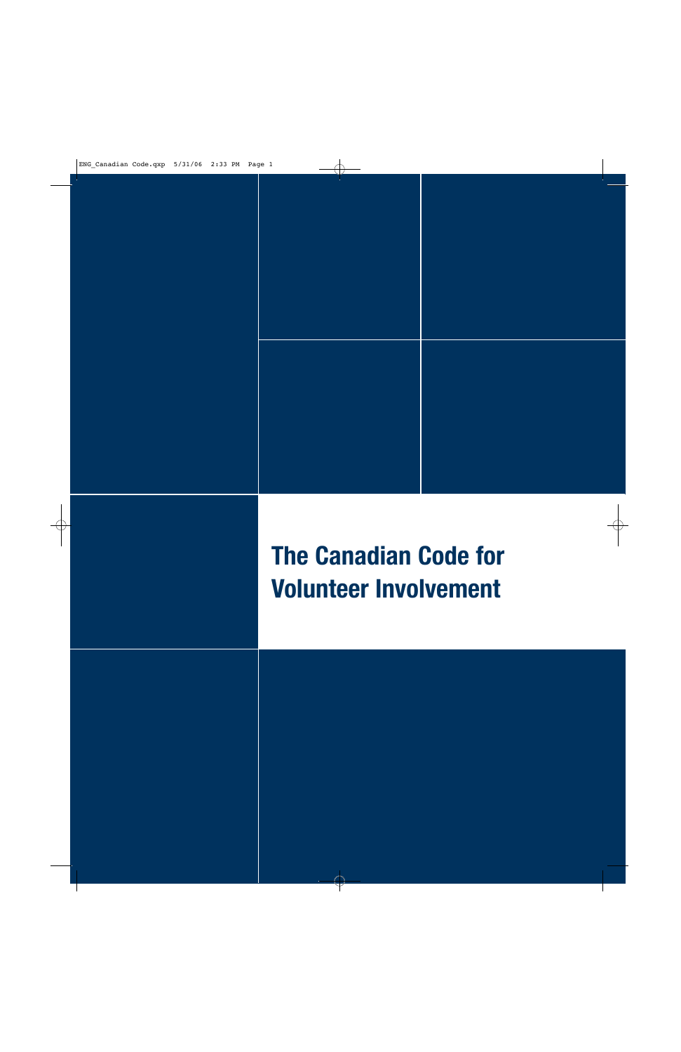# The Canadian Code for Volunteer Involvement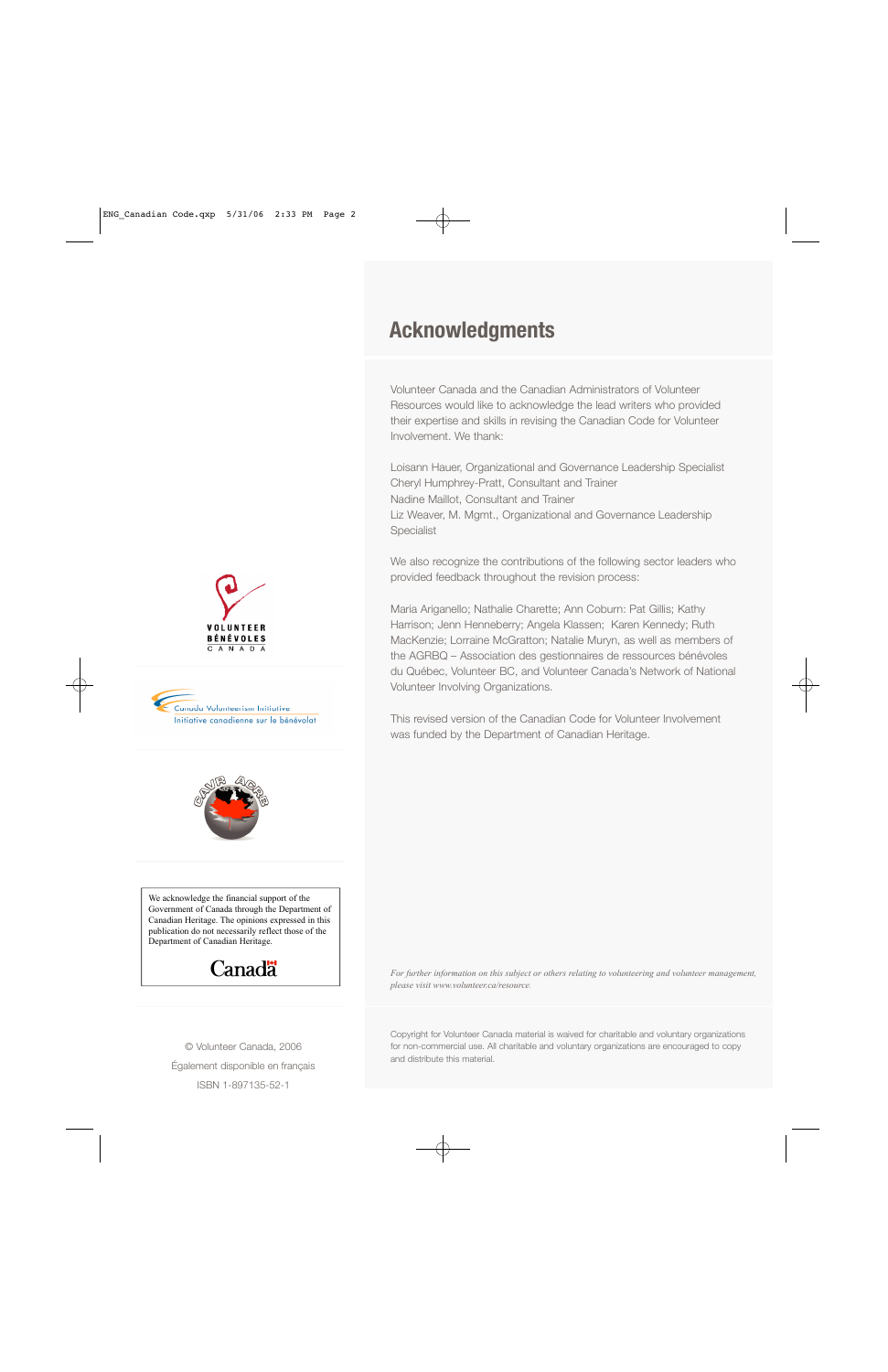# Acknowledgments

Volunteer Canada and the Canadian Administrators of Volunteer Resources would like to acknowledge the lead writers who provided their expertise and skills in revising the Canadian Code for Volunteer Involvement. We thank:

Loisann Hauer, Organizational and Governance Leadership Specialist
Cheryl Humphrey-Pratt, Consultant and Trainer
Nadine Maillot, Consultant and Trainer
Liz Weaver, M. Mgmt., Organizational and Governance Leadership Specialist

We also recognize the contributions of the following sector leaders who provided feedback throughout the revision process:

Maria Ariganello; Nathalie Charette; Ann Coburn: Pat Gillis; Kathy Harrison; Jenn Henneberry; Angela Klassen; Karen Kennedy; Ruth MacKenzie; Lorraine McGratton; Natalie Muryn, as well as members of the AGRBQ – Association des gestionnaires de ressources bénévoles du Québec, Volunteer BC, and Volunteer Canada's Network of National Volunteer Involving Organizations.

This revised version of the Canadian Code for Volunteer Involvement was funded by the Department of Canadian Heritage.

*For further information on this subject or others relating to volunteering and volunteer management, please visit www.volunteer.ca/resource.*

Copyright for Volunteer Canada material is waived for charitable and voluntary organizations for non-commercial use. All charitable and voluntary organizations are encouraged to copy and distribute this material.

VOLUNTEER BÉNÉVOLES CANADA

Canada Volunteerism Initiative
Initiative canadienne sur le bénévolat

CAVR ACRB

We acknowledge the financial support of the Government of Canada through the Department of Canadian Heritage. The opinions expressed in this publication do not necessarily reflect those of the Department of Canadian Heritage.

Canada

© Volunteer Canada, 2006

Également disponible en français

ISBN 1-897135-52-1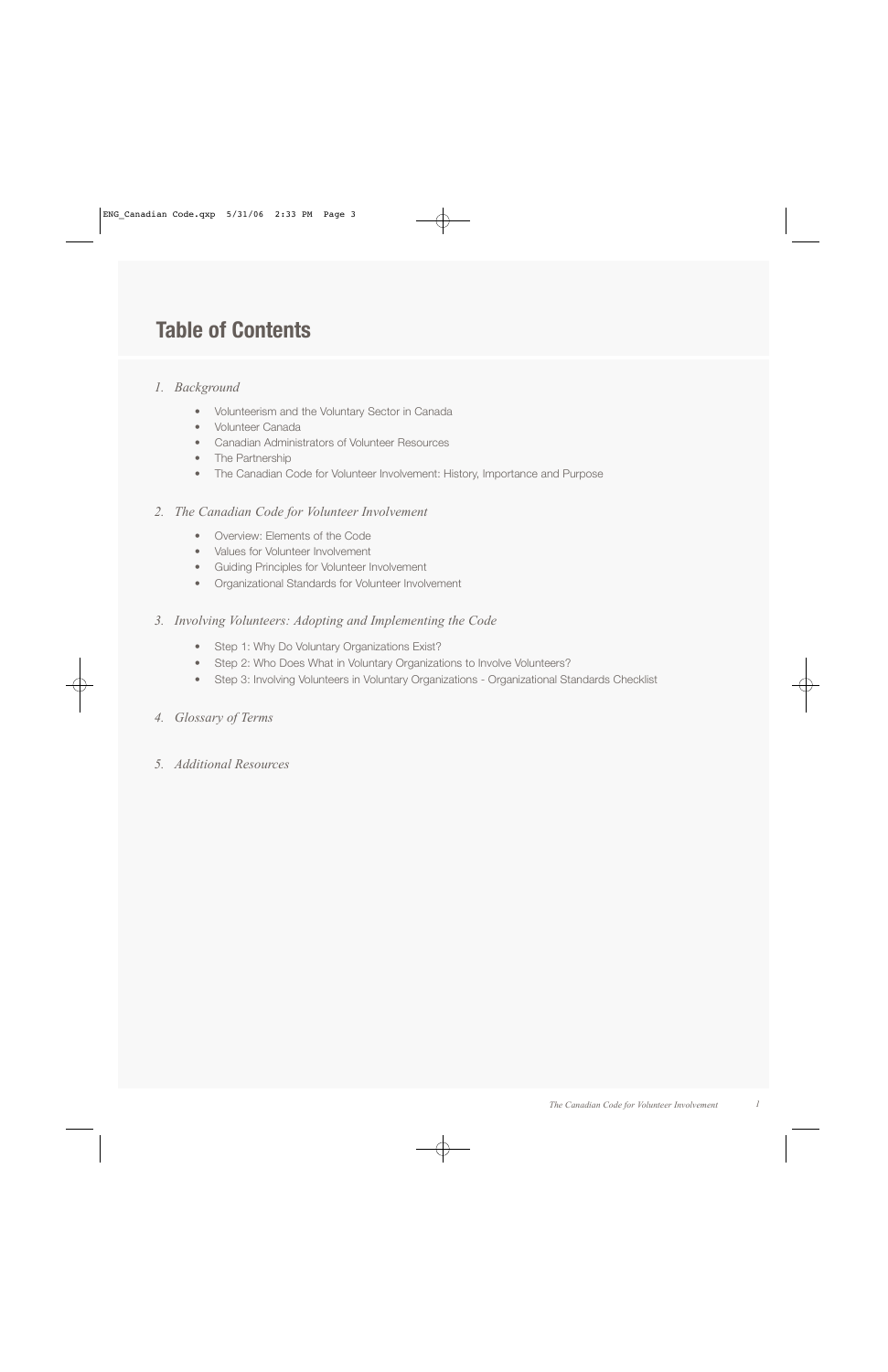# Table of Contents

1. *Background*

   - Volunteerism and the Voluntary Sector in Canada
   - Volunteer Canada
   - Canadian Administrators of Volunteer Resources
   - The Partnership
   - The Canadian Code for Volunteer Involvement: History, Importance and Purpose

2. *The Canadian Code for Volunteer Involvement*

   - Overview: Elements of the Code
   - Values for Volunteer Involvement
   - Guiding Principles for Volunteer Involvement
   - Organizational Standards for Volunteer Involvement

3. *Involving Volunteers: Adopting and Implementing the Code*

   - Step 1: Why Do Voluntary Organizations Exist?
   - Step 2: Who Does What in Voluntary Organizations to Involve Volunteers?
   - Step 3: Involving Volunteers in Voluntary Organizations - Organizational Standards Checklist

4. *Glossary of Terms*

5. *Additional Resources*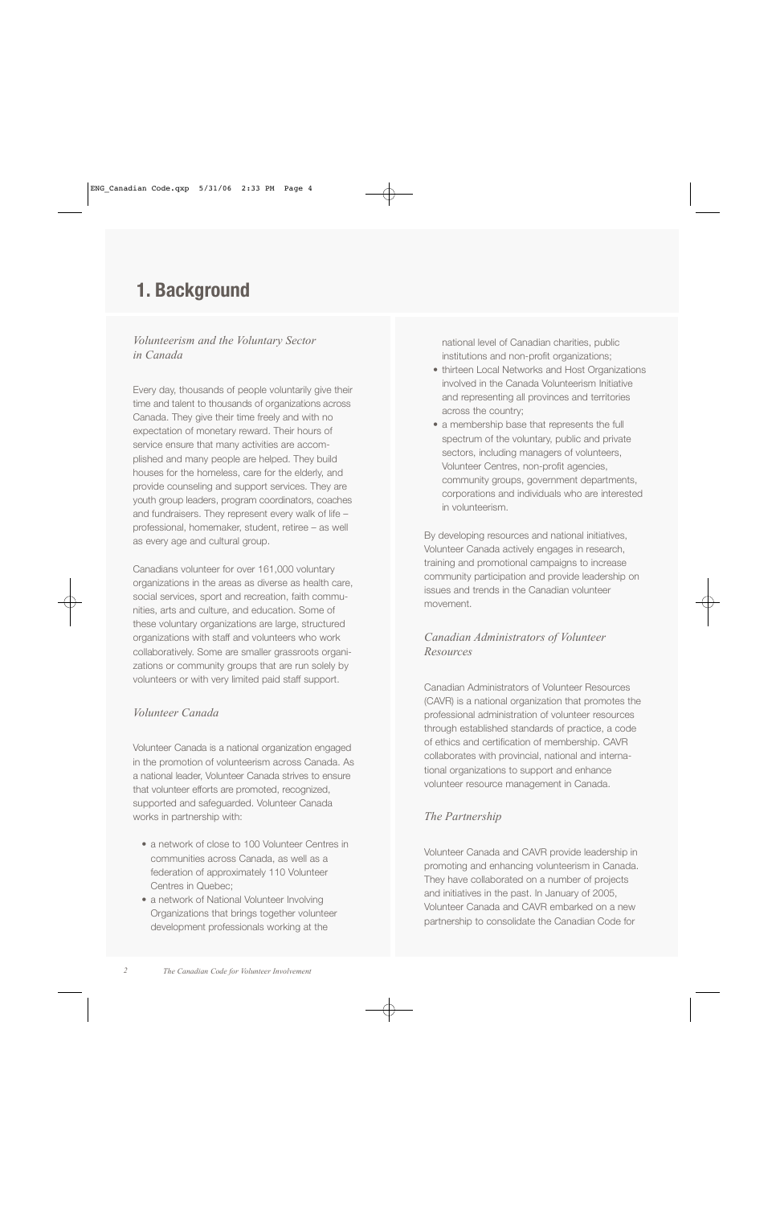# 1. Background

## *Volunteerism and the Voluntary Sector in Canada*

Every day, thousands of people voluntarily give their time and talent to thousands of organizations across Canada. They give their time freely and with no expectation of monetary reward. Their hours of service ensure that many activities are accomplished and many people are helped. They build houses for the homeless, care for the elderly, and provide counseling and support services. They are youth group leaders, program coordinators, coaches and fundraisers. They represent every walk of life – professional, homemaker, student, retiree – as well as every age and cultural group.

Canadians volunteer for over 161,000 voluntary organizations in the areas as diverse as health care, social services, sport and recreation, faith communities, arts and culture, and education. Some of these voluntary organizations are large, structured organizations with staff and volunteers who work collaboratively. Some are smaller grassroots organizations or community groups that are run solely by volunteers or with very limited paid staff support.

## *Volunteer Canada*

Volunteer Canada is a national organization engaged in the promotion of volunteerism across Canada. As a national leader, Volunteer Canada strives to ensure that volunteer efforts are promoted, recognized, supported and safeguarded. Volunteer Canada works in partnership with:

- a network of close to 100 Volunteer Centres in communities across Canada, as well as a federation of approximately 110 Volunteer Centres in Quebec;
- a network of National Volunteer Involving Organizations that brings together volunteer development professionals working at the national level of Canadian charities, public institutions and non-profit organizations;
- thirteen Local Networks and Host Organizations involved in the Canada Volunteerism Initiative and representing all provinces and territories across the country;
- a membership base that represents the full spectrum of the voluntary, public and private sectors, including managers of volunteers, Volunteer Centres, non-profit agencies, community groups, government departments, corporations and individuals who are interested in volunteerism.

By developing resources and national initiatives, Volunteer Canada actively engages in research, training and promotional campaigns to increase community participation and provide leadership on issues and trends in the Canadian volunteer movement.

## *Canadian Administrators of Volunteer Resources*

Canadian Administrators of Volunteer Resources (CAVR) is a national organization that promotes the professional administration of volunteer resources through established standards of practice, a code of ethics and certification of membership. CAVR collaborates with provincial, national and international organizations to support and enhance volunteer resource management in Canada.

## *The Partnership*

Volunteer Canada and CAVR provide leadership in promoting and enhancing volunteerism in Canada. They have collaborated on a number of projects and initiatives in the past. In January of 2005, Volunteer Canada and CAVR embarked on a new partnership to consolidate the Canadian Code for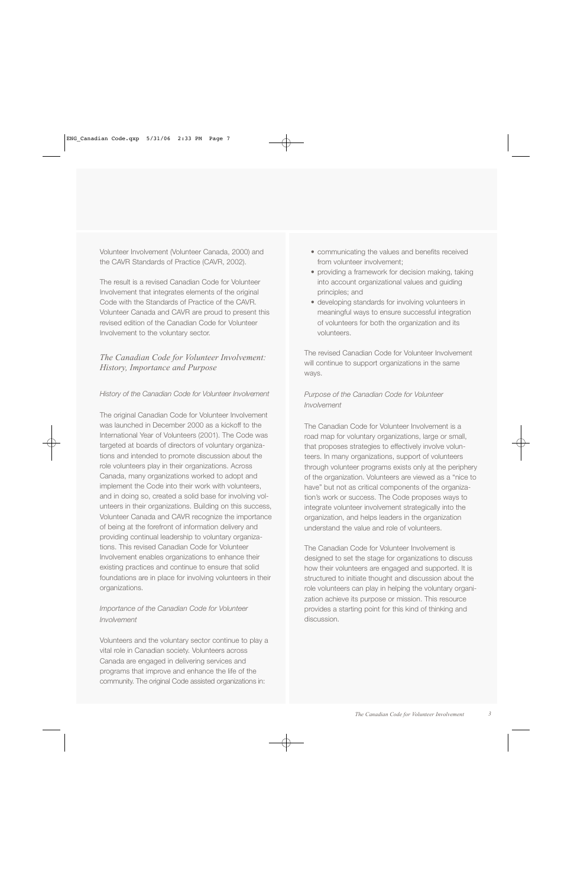Volunteer Involvement (Volunteer Canada, 2000) and the CAVR Standards of Practice (CAVR, 2002).

The result is a revised Canadian Code for Volunteer Involvement that integrates elements of the original Code with the Standards of Practice of the CAVR. Volunteer Canada and CAVR are proud to present this revised edition of the Canadian Code for Volunteer Involvement to the voluntary sector.

## *The Canadian Code for Volunteer Involvement: History, Importance and Purpose*

### *History of the Canadian Code for Volunteer Involvement*

The original Canadian Code for Volunteer Involvement was launched in December 2000 as a kickoff to the International Year of Volunteers (2001). The Code was targeted at boards of directors of voluntary organizations and intended to promote discussion about the role volunteers play in their organizations. Across Canada, many organizations worked to adopt and implement the Code into their work with volunteers, and in doing so, created a solid base for involving volunteers in their organizations. Building on this success, Volunteer Canada and CAVR recognize the importance of being at the forefront of information delivery and providing continual leadership to voluntary organizations. This revised Canadian Code for Volunteer Involvement enables organizations to enhance their existing practices and continue to ensure that solid foundations are in place for involving volunteers in their organizations.

### *Importance of the Canadian Code for Volunteer Involvement*

Volunteers and the voluntary sector continue to play a vital role in Canadian society. Volunteers across Canada are engaged in delivering services and programs that improve and enhance the life of the community. The original Code assisted organizations in:

- communicating the values and benefits received from volunteer involvement;
- providing a framework for decision making, taking into account organizational values and guiding principles; and
- developing standards for involving volunteers in meaningful ways to ensure successful integration of volunteers for both the organization and its volunteers.

The revised Canadian Code for Volunteer Involvement will continue to support organizations in the same ways.

### *Purpose of the Canadian Code for Volunteer Involvement*

The Canadian Code for Volunteer Involvement is a road map for voluntary organizations, large or small, that proposes strategies to effectively involve volunteers. In many organizations, support of volunteers through volunteer programs exists only at the periphery of the organization. Volunteers are viewed as a "nice to have" but not as critical components of the organization's work or success. The Code proposes ways to integrate volunteer involvement strategically into the organization, and helps leaders in the organization understand the value and role of volunteers.

The Canadian Code for Volunteer Involvement is designed to set the stage for organizations to discuss how their volunteers are engaged and supported. It is structured to initiate thought and discussion about the role volunteers can play in helping the voluntary organization achieve its purpose or mission. This resource provides a starting point for this kind of thinking and discussion.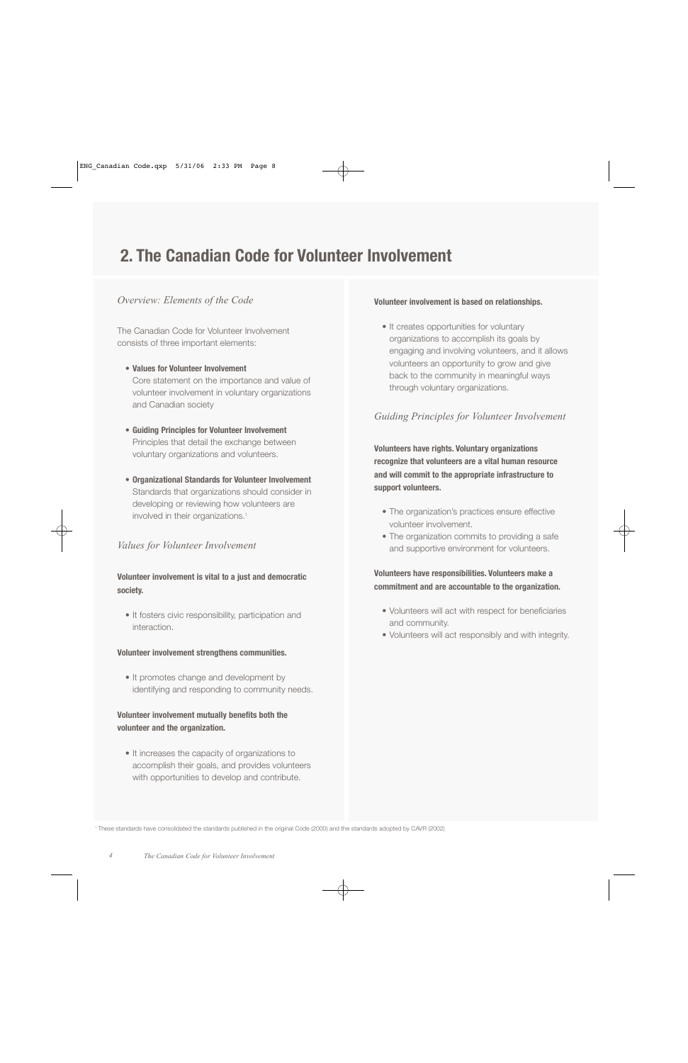# 2. The Canadian Code for Volunteer Involvement

## *Overview: Elements of the Code*

The Canadian Code for Volunteer Involvement consists of three important elements:

- **Values for Volunteer Involvement**
  Core statement on the importance and value of volunteer involvement in voluntary organizations and Canadian society
- **Guiding Principles for Volunteer Involvement**
  Principles that detail the exchange between voluntary organizations and volunteers.
- **Organizational Standards for Volunteer Involvement**
  Standards that organizations should consider in developing or reviewing how volunteers are involved in their organizations.[1]

## *Values for Volunteer Involvement*

**Volunteer involvement is vital to a just and democratic society.**

- It fosters civic responsibility, participation and interaction.

**Volunteer involvement strengthens communities.**

- It promotes change and development by identifying and responding to community needs.

**Volunteer involvement mutually benefits both the volunteer and the organization.**

- It increases the capacity of organizations to accomplish their goals, and provides volunteers with opportunities to develop and contribute.

**Volunteer involvement is based on relationships.**

- It creates opportunities for voluntary organizations to accomplish its goals by engaging and involving volunteers, and it allows volunteers an opportunity to grow and give back to the community in meaningful ways through voluntary organizations.

## *Guiding Principles for Volunteer Involvement*

**Volunteers have rights. Voluntary organizations recognize that volunteers are a vital human resource and will commit to the appropriate infrastructure to support volunteers.**

- The organization's practices ensure effective volunteer involvement.
- The organization commits to providing a safe and supportive environment for volunteers.

**Volunteers have responsibilities. Volunteers make a commitment and are accountable to the organization.**

- Volunteers will act with respect for beneficiaries and community.
- Volunteers will act responsibly and with integrity.

[1] These standards have consolidated the standards published in the original Code (2000) and the standards adopted by CAVR (2002)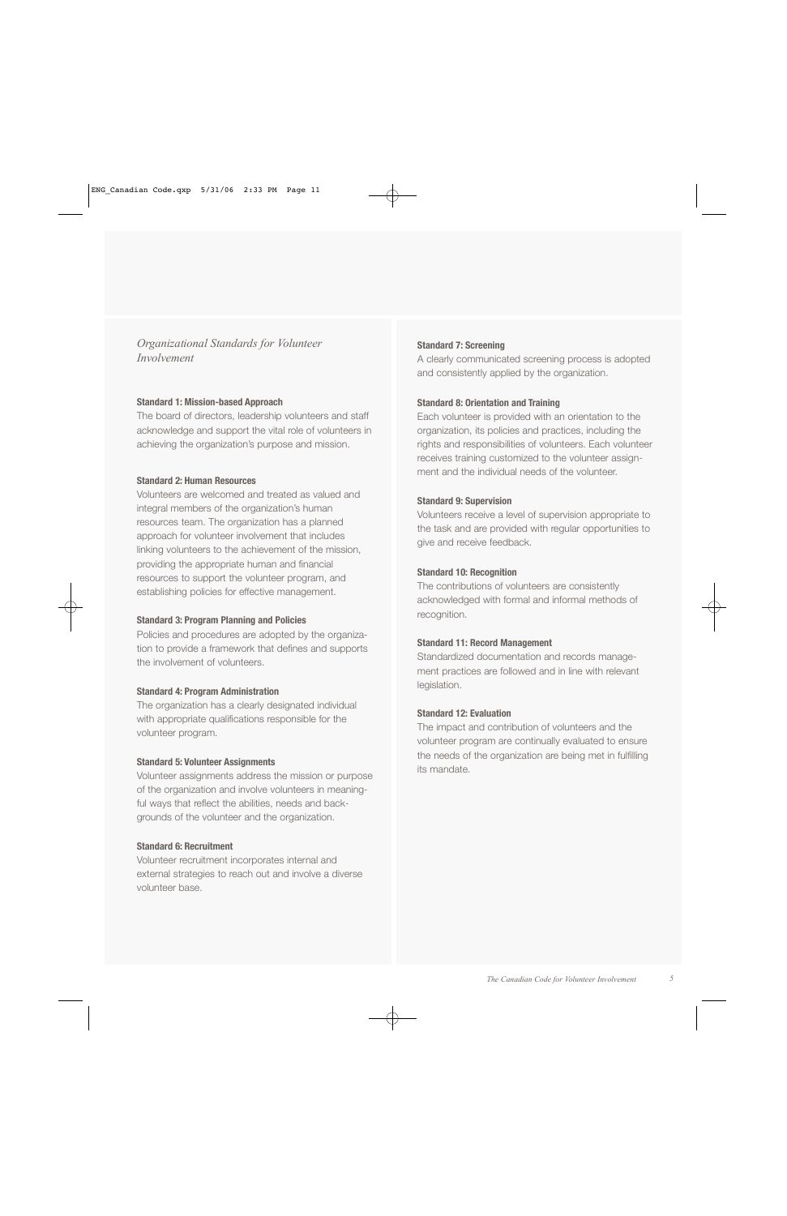*Organizational Standards for Volunteer Involvement*

**Standard 1: Mission-based Approach**
The board of directors, leadership volunteers and staff acknowledge and support the vital role of volunteers in achieving the organization's purpose and mission.

**Standard 2: Human Resources**
Volunteers are welcomed and treated as valued and integral members of the organization's human resources team. The organization has a planned approach for volunteer involvement that includes linking volunteers to the achievement of the mission, providing the appropriate human and financial resources to support the volunteer program, and establishing policies for effective management.

**Standard 3: Program Planning and Policies**
Policies and procedures are adopted by the organization to provide a framework that defines and supports the involvement of volunteers.

**Standard 4: Program Administration**
The organization has a clearly designated individual with appropriate qualifications responsible for the volunteer program.

**Standard 5: Volunteer Assignments**
Volunteer assignments address the mission or purpose of the organization and involve volunteers in meaningful ways that reflect the abilities, needs and backgrounds of the volunteer and the organization.

**Standard 6: Recruitment**
Volunteer recruitment incorporates internal and external strategies to reach out and involve a diverse volunteer base.

**Standard 7: Screening**
A clearly communicated screening process is adopted and consistently applied by the organization.

**Standard 8: Orientation and Training**
Each volunteer is provided with an orientation to the organization, its policies and practices, including the rights and responsibilities of volunteers. Each volunteer receives training customized to the volunteer assignment and the individual needs of the volunteer.

**Standard 9: Supervision**
Volunteers receive a level of supervision appropriate to the task and are provided with regular opportunities to give and receive feedback.

**Standard 10: Recognition**
The contributions of volunteers are consistently acknowledged with formal and informal methods of recognition.

**Standard 11: Record Management**
Standardized documentation and records management practices are followed and in line with relevant legislation.

**Standard 12: Evaluation**
The impact and contribution of volunteers and the volunteer program are continually evaluated to ensure the needs of the organization are being met in fulfilling its mandate.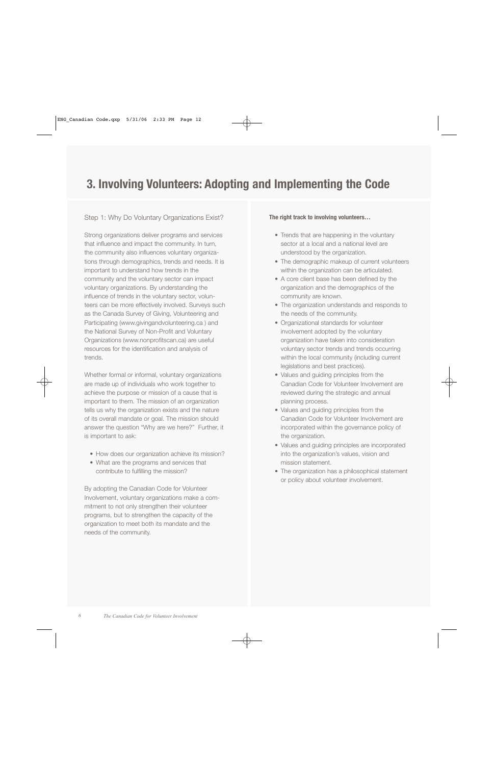# 3. Involving Volunteers: Adopting and Implementing the Code

Step 1: Why Do Voluntary Organizations Exist?

Strong organizations deliver programs and services that influence and impact the community. In turn, the community also influences voluntary organizations through demographics, trends and needs. It is important to understand how trends in the community and the voluntary sector can impact voluntary organizations. By understanding the influence of trends in the voluntary sector, volunteers can be more effectively involved. Surveys such as the Canada Survey of Giving, Volunteering and Participating (www.givingandvolunteering.ca ) and the National Survey of Non-Profit and Voluntary Organizations (www.nonprofitscan.ca) are useful resources for the identification and analysis of trends.

Whether formal or informal, voluntary organizations are made up of individuals who work together to achieve the purpose or mission of a cause that is important to them. The mission of an organization tells us why the organization exists and the nature of its overall mandate or goal. The mission should answer the question "Why are we here?" Further, it is important to ask:

- How does our organization achieve its mission?
- What are the programs and services that contribute to fulfilling the mission?

By adopting the Canadian Code for Volunteer Involvement, voluntary organizations make a commitment to not only strengthen their volunteer programs, but to strengthen the capacity of the organization to meet both its mandate and the needs of the community.

**The right track to involving volunteers…**

- Trends that are happening in the voluntary sector at a local and a national level are understood by the organization.
- The demographic makeup of current volunteers within the organization can be articulated.
- A core client base has been defined by the organization and the demographics of the community are known.
- The organization understands and responds to the needs of the community.
- Organizational standards for volunteer involvement adopted by the voluntary organization have taken into consideration voluntary sector trends and trends occurring within the local community (including current legislations and best practices).
- Values and guiding principles from the Canadian Code for Volunteer Involvement are reviewed during the strategic and annual planning process.
- Values and guiding principles from the Canadian Code for Volunteer Involvement are incorporated within the governance policy of the organization.
- Values and guiding principles are incorporated into the organization's values, vision and mission statement.
- The organization has a philosophical statement or policy about volunteer involvement.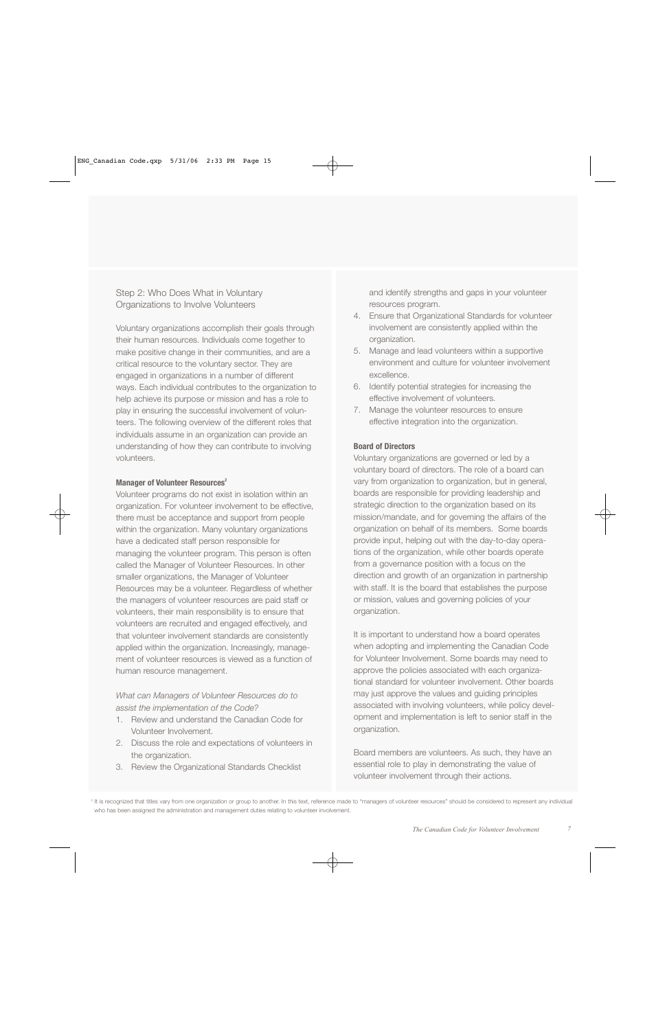## Step 2: Who Does What in Voluntary Organizations to Involve Volunteers

Voluntary organizations accomplish their goals through their human resources. Individuals come together to make positive change in their communities, and are a critical resource to the voluntary sector. They are engaged in organizations in a number of different ways. Each individual contributes to the organization to help achieve its purpose or mission and has a role to play in ensuring the successful involvement of volunteers. The following overview of the different roles that individuals assume in an organization can provide an understanding of how they can contribute to involving volunteers.

### Manager of Volunteer Resources[2]

Volunteer programs do not exist in isolation within an organization. For volunteer involvement to be effective, there must be acceptance and support from people within the organization. Many voluntary organizations have a dedicated staff person responsible for managing the volunteer program. This person is often called the Manager of Volunteer Resources. In other smaller organizations, the Manager of Volunteer Resources may be a volunteer. Regardless of whether the managers of volunteer resources are paid staff or volunteers, their main responsibility is to ensure that volunteers are recruited and engaged effectively, and that volunteer involvement standards are consistently applied within the organization. Increasingly, management of volunteer resources is viewed as a function of human resource management.

*What can Managers of Volunteer Resources do to assist the implementation of the Code?*

1. Review and understand the Canadian Code for Volunteer Involvement.
2. Discuss the role and expectations of volunteers in the organization.
3. Review the Organizational Standards Checklist and identify strengths and gaps in your volunteer resources program.
4. Ensure that Organizational Standards for volunteer involvement are consistently applied within the organization.
5. Manage and lead volunteers within a supportive environment and culture for volunteer involvement excellence.
6. Identify potential strategies for increasing the effective involvement of volunteers.
7. Manage the volunteer resources to ensure effective integration into the organization.

### Board of Directors

Voluntary organizations are governed or led by a voluntary board of directors. The role of a board can vary from organization to organization, but in general, boards are responsible for providing leadership and strategic direction to the organization based on its mission/mandate, and for governing the affairs of the organization on behalf of its members. Some boards provide input, helping out with the day-to-day operations of the organization, while other boards operate from a governance position with a focus on the direction and growth of an organization in partnership with staff. It is the board that establishes the purpose or mission, values and governing policies of your organization.

It is important to understand how a board operates when adopting and implementing the Canadian Code for Volunteer Involvement. Some boards may need to approve the policies associated with each organizational standard for volunteer involvement. Other boards may just approve the values and guiding principles associated with involving volunteers, while policy development and implementation is left to senior staff in the organization.

Board members are volunteers. As such, they have an essential role to play in demonstrating the value of volunteer involvement through their actions.

[2] It is recognized that titles vary from one organization or group to another. In this text, reference made to "managers of volunteer resources" should be considered to represent any individual who has been assigned the administration and management duties relating to volunteer involvement.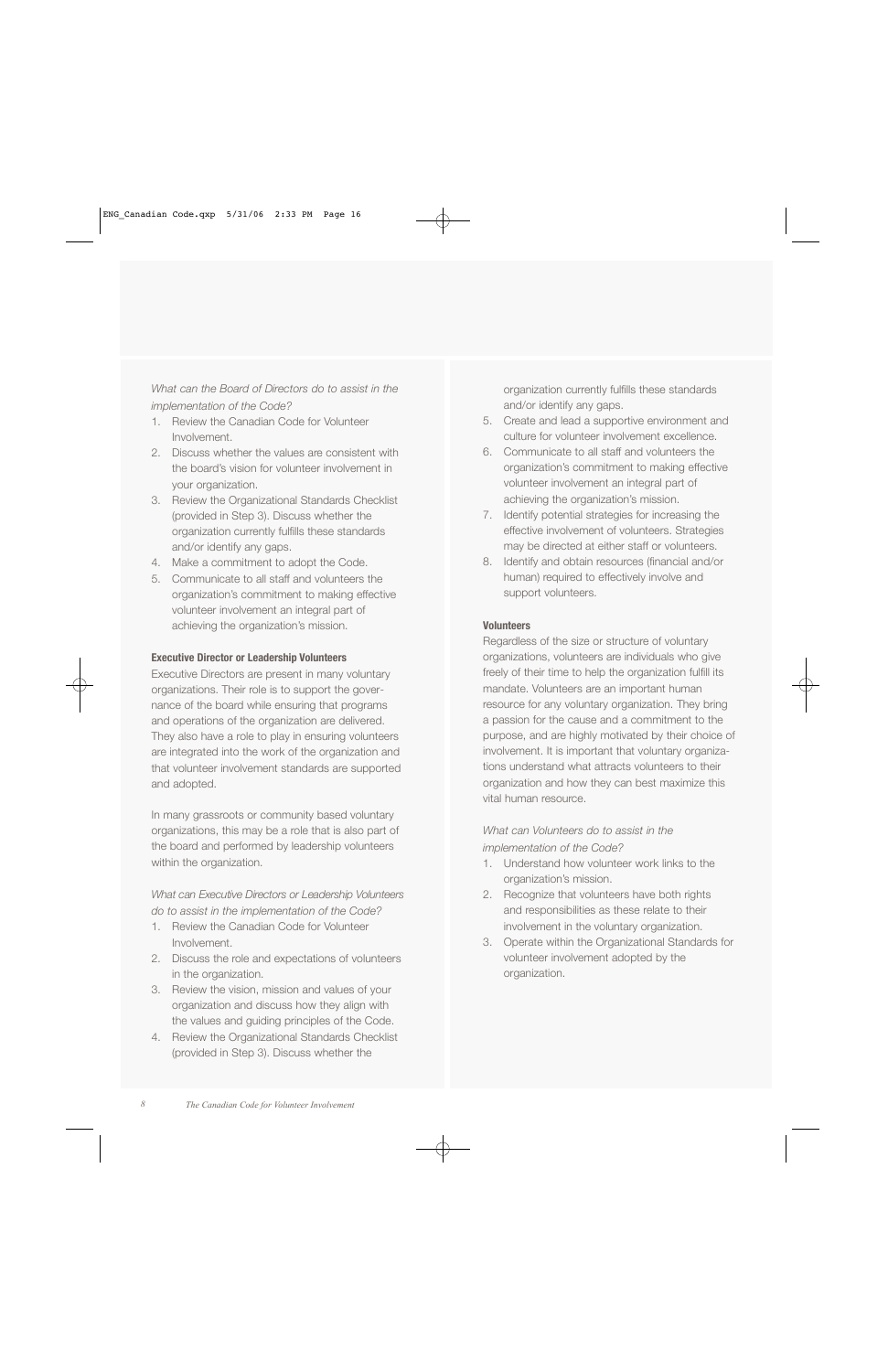*What can the Board of Directors do to assist in the implementation of the Code?*

1. Review the Canadian Code for Volunteer Involvement.
2. Discuss whether the values are consistent with the board's vision for volunteer involvement in your organization.
3. Review the Organizational Standards Checklist (provided in Step 3). Discuss whether the organization currently fulfills these standards and/or identify any gaps.
4. Make a commitment to adopt the Code.
5. Communicate to all staff and volunteers the organization's commitment to making effective volunteer involvement an integral part of achieving the organization's mission.

**Executive Director or Leadership Volunteers**

Executive Directors are present in many voluntary organizations. Their role is to support the governance of the board while ensuring that programs and operations of the organization are delivered. They also have a role to play in ensuring volunteers are integrated into the work of the organization and that volunteer involvement standards are supported and adopted.

In many grassroots or community based voluntary organizations, this may be a role that is also part of the board and performed by leadership volunteers within the organization.

*What can Executive Directors or Leadership Volunteers do to assist in the implementation of the Code?*

1. Review the Canadian Code for Volunteer Involvement.
2. Discuss the role and expectations of volunteers in the organization.
3. Review the vision, mission and values of your organization and discuss how they align with the values and guiding principles of the Code.
4. Review the Organizational Standards Checklist (provided in Step 3). Discuss whether the organization currently fulfills these standards and/or identify any gaps.
5. Create and lead a supportive environment and culture for volunteer involvement excellence.
6. Communicate to all staff and volunteers the organization's commitment to making effective volunteer involvement an integral part of achieving the organization's mission.
7. Identify potential strategies for increasing the effective involvement of volunteers. Strategies may be directed at either staff or volunteers.
8. Identify and obtain resources (financial and/or human) required to effectively involve and support volunteers.

**Volunteers**

Regardless of the size or structure of voluntary organizations, volunteers are individuals who give freely of their time to help the organization fulfill its mandate. Volunteers are an important human resource for any voluntary organization. They bring a passion for the cause and a commitment to the purpose, and are highly motivated by their choice of involvement. It is important that voluntary organizations understand what attracts volunteers to their organization and how they can best maximize this vital human resource.

*What can Volunteers do to assist in the implementation of the Code?*

1. Understand how volunteer work links to the organization's mission.
2. Recognize that volunteers have both rights and responsibilities as these relate to their involvement in the voluntary organization.
3. Operate within the Organizational Standards for volunteer involvement adopted by the organization.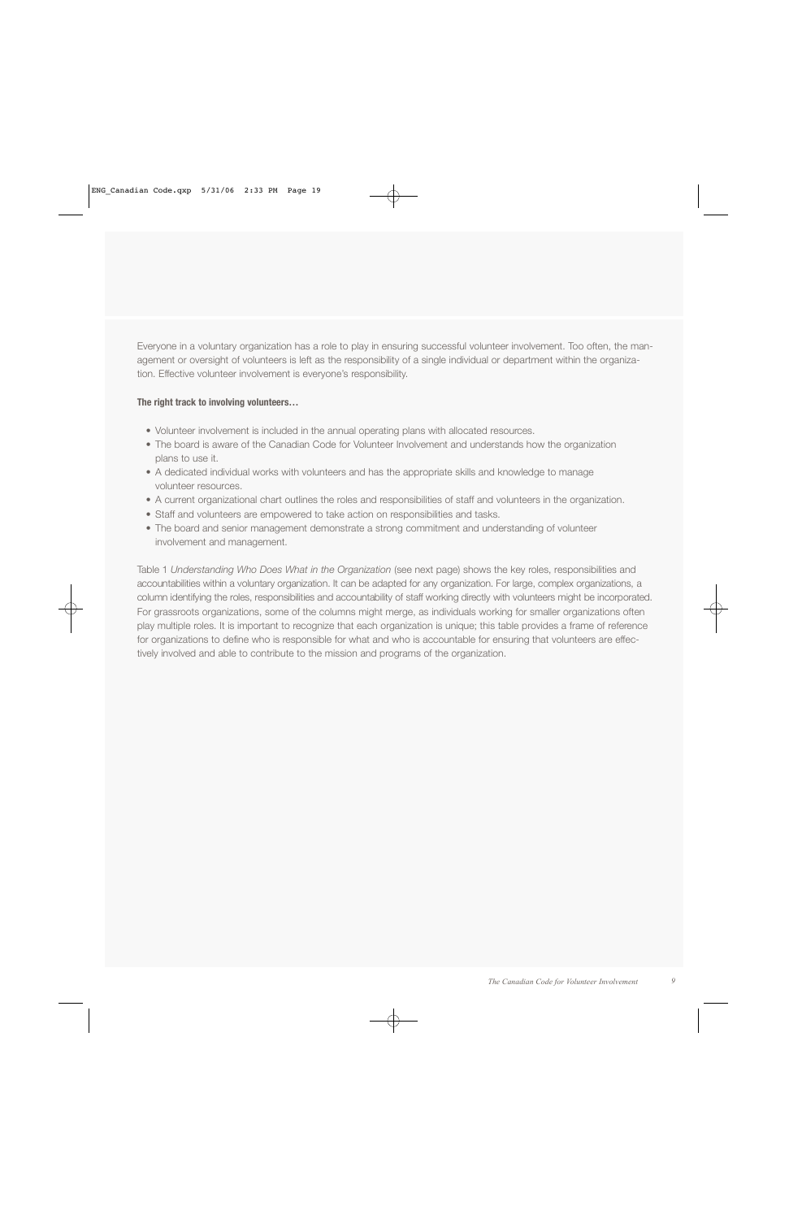Everyone in a voluntary organization has a role to play in ensuring successful volunteer involvement. Too often, the management or oversight of volunteers is left as the responsibility of a single individual or department within the organization. Effective volunteer involvement is everyone's responsibility.

**The right track to involving volunteers…**

- Volunteer involvement is included in the annual operating plans with allocated resources.
- The board is aware of the Canadian Code for Volunteer Involvement and understands how the organization plans to use it.
- A dedicated individual works with volunteers and has the appropriate skills and knowledge to manage volunteer resources.
- A current organizational chart outlines the roles and responsibilities of staff and volunteers in the organization.
- Staff and volunteers are empowered to take action on responsibilities and tasks.
- The board and senior management demonstrate a strong commitment and understanding of volunteer involvement and management.

Table 1 *Understanding Who Does What in the Organization* (see next page) shows the key roles, responsibilities and accountabilities within a voluntary organization. It can be adapted for any organization. For large, complex organizations, a column identifying the roles, responsibilities and accountability of staff working directly with volunteers might be incorporated. For grassroots organizations, some of the columns might merge, as individuals working for smaller organizations often play multiple roles. It is important to recognize that each organization is unique; this table provides a frame of reference for organizations to define who is responsible for what and who is accountable for ensuring that volunteers are effectively involved and able to contribute to the mission and programs of the organization.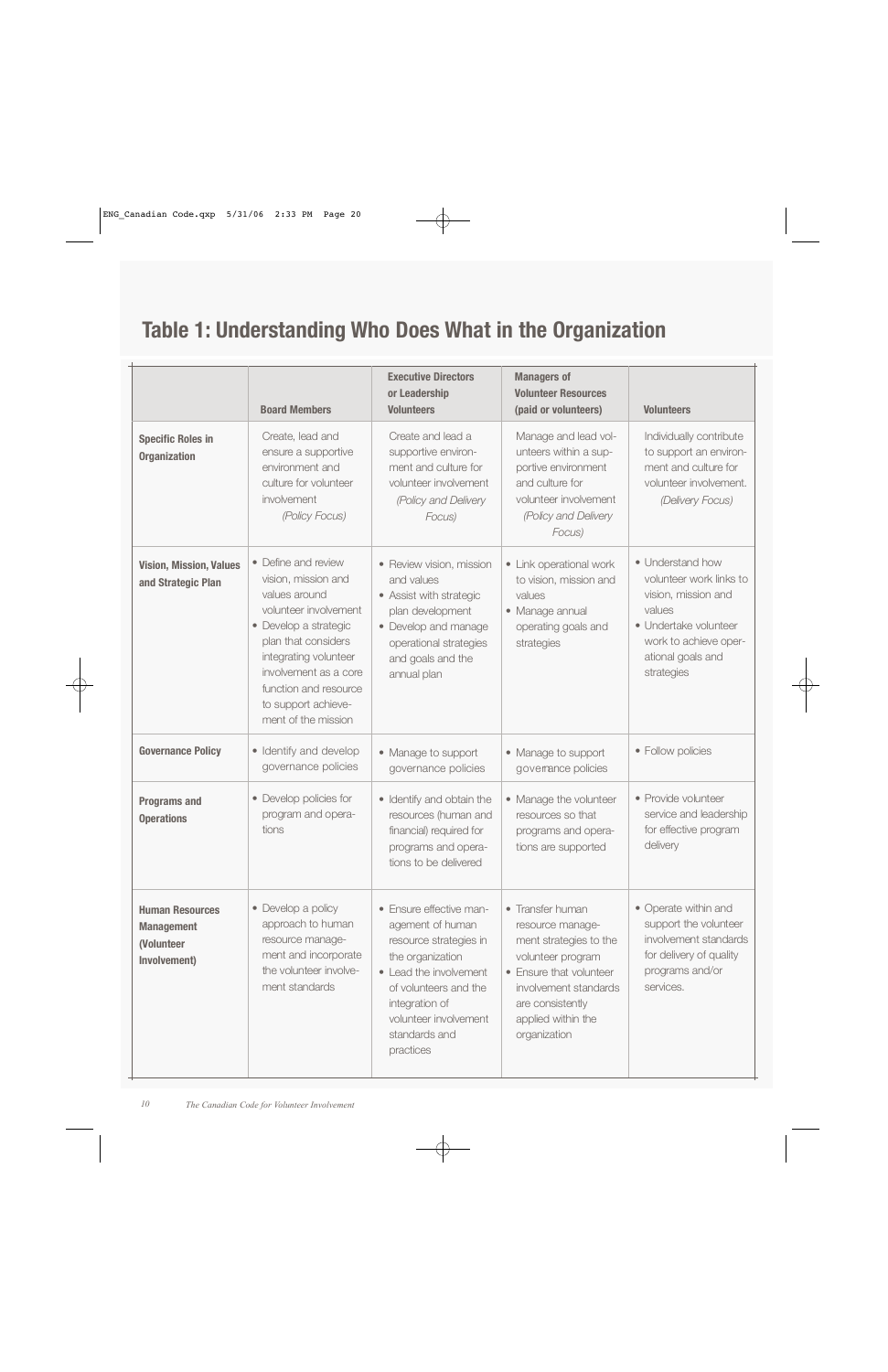# Table 1: Understanding Who Does What in the Organization

| | Board Members | Executive Directors or Leadership Volunteers | Managers of Volunteer Resources (paid or volunteers) | Volunteers |
|---|---|---|---|---|
| **Specific Roles in Organization** | Create, lead and ensure a supportive environment and culture for volunteer involvement *(Policy Focus)* | Create and lead a supportive environment and culture for volunteer involvement *(Policy and Delivery Focus)* | Manage and lead volunteers within a supportive environment and culture for volunteer involvement *(Policy and Delivery Focus)* | Individually contribute to support an environment and culture for volunteer involvement. *(Delivery Focus)* |
| **Vision, Mission, Values and Strategic Plan** | • Define and review vision, mission and values around volunteer involvement<br>• Develop a strategic plan that considers integrating volunteer involvement as a core function and resource to support achievement of the mission | • Review vision, mission and values<br>• Assist with strategic plan development<br>• Develop and manage operational strategies and goals and the annual plan | • Link operational work to vision, mission and values<br>• Manage annual operating goals and strategies | • Understand how volunteer work links to vision, mission and values<br>• Undertake volunteer work to achieve operational goals and strategies |
| **Governance Policy** | • Identify and develop governance policies | • Manage to support governance policies | • Manage to support governance policies | • Follow policies |
| **Programs and Operations** | • Develop policies for program and operations | • Identify and obtain the resources (human and financial) required for programs and operations to be delivered | • Manage the volunteer resources so that programs and operations are supported | • Provide volunteer service and leadership for effective program delivery |
| **Human Resources Management (Volunteer Involvement)** | • Develop a policy approach to human resource management and incorporate the volunteer involvement standards | • Ensure effective management of human resource strategies in the organization<br>• Lead the involvement of volunteers and the integration of volunteer involvement standards and practices | • Transfer human resource management strategies to the volunteer program<br>• Ensure that volunteer involvement standards are consistently applied within the organization | • Operate within and support the volunteer involvement standards for delivery of quality programs and/or services. |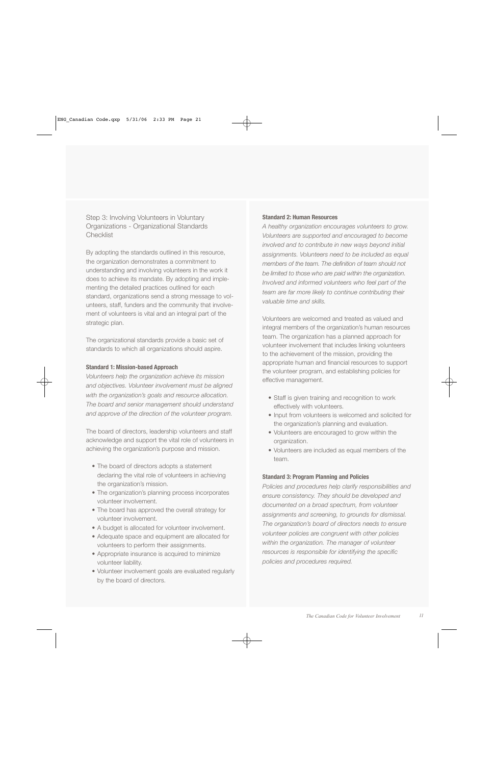## Step 3: Involving Volunteers in Voluntary Organizations - Organizational Standards Checklist

By adopting the standards outlined in this resource, the organization demonstrates a commitment to understanding and involving volunteers in the work it does to achieve its mandate. By adopting and implementing the detailed practices outlined for each standard, organizations send a strong message to volunteers, staff, funders and the community that involvement of volunteers is vital and an integral part of the strategic plan.

The organizational standards provide a basic set of standards to which all organizations should aspire.

### Standard 1: Mission-based Approach

*Volunteers help the organization achieve its mission and objectives. Volunteer involvement must be aligned with the organization's goals and resource allocation. The board and senior management should understand and approve of the direction of the volunteer program.*

The board of directors, leadership volunteers and staff acknowledge and support the vital role of volunteers in achieving the organization's purpose and mission.

- The board of directors adopts a statement declaring the vital role of volunteers in achieving the organization's mission.
- The organization's planning process incorporates volunteer involvement.
- The board has approved the overall strategy for volunteer involvement.
- A budget is allocated for volunteer involvement.
- Adequate space and equipment are allocated for volunteers to perform their assignments.
- Appropriate insurance is acquired to minimize volunteer liability.
- Volunteer involvement goals are evaluated regularly by the board of directors.

### Standard 2: Human Resources

*A healthy organization encourages volunteers to grow. Volunteers are supported and encouraged to become involved and to contribute in new ways beyond initial assignments. Volunteers need to be included as equal members of the team. The definition of team should not be limited to those who are paid within the organization. Involved and informed volunteers who feel part of the team are far more likely to continue contributing their valuable time and skills.*

Volunteers are welcomed and treated as valued and integral members of the organization's human resources team. The organization has a planned approach for volunteer involvement that includes linking volunteers to the achievement of the mission, providing the appropriate human and financial resources to support the volunteer program, and establishing policies for effective management.

- Staff is given training and recognition to work effectively with volunteers.
- Input from volunteers is welcomed and solicited for the organization's planning and evaluation.
- Volunteers are encouraged to grow within the organization.
- Volunteers are included as equal members of the team.

### Standard 3: Program Planning and Policies

*Policies and procedures help clarify responsibilities and ensure consistency. They should be developed and documented on a broad spectrum, from volunteer assignments and screening, to grounds for dismissal. The organization's board of directors needs to ensure volunteer policies are congruent with other policies within the organization. The manager of volunteer resources is responsible for identifying the specific policies and procedures required.*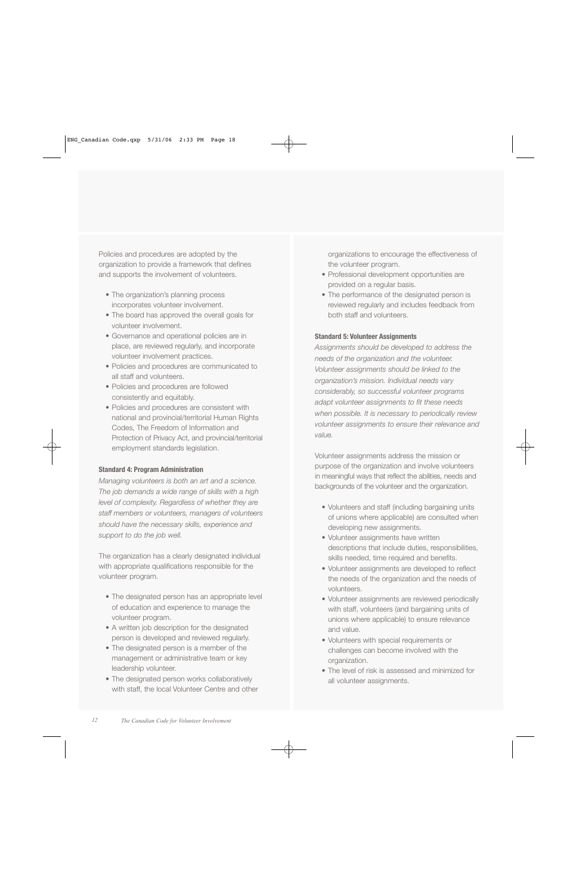Policies and procedures are adopted by the organization to provide a framework that defines and supports the involvement of volunteers.

- The organization's planning process incorporates volunteer involvement.
- The board has approved the overall goals for volunteer involvement.
- Governance and operational policies are in place, are reviewed regularly, and incorporate volunteer involvement practices.
- Policies and procedures are communicated to all staff and volunteers.
- Policies and procedures are followed consistently and equitably.
- Policies and procedures are consistent with national and provincial/territorial Human Rights Codes, The Freedom of Information and Protection of Privacy Act, and provincial/territorial employment standards legislation.

**Standard 4: Program Administration**

*Managing volunteers is both an art and a science. The job demands a wide range of skills with a high level of complexity. Regardless of whether they are staff members or volunteers, managers of volunteers should have the necessary skills, experience and support to do the job well.*

The organization has a clearly designated individual with appropriate qualifications responsible for the volunteer program.

- The designated person has an appropriate level of education and experience to manage the volunteer program.
- A written job description for the designated person is developed and reviewed regularly.
- The designated person is a member of the management or administrative team or key leadership volunteer.
- The designated person works collaboratively with staff, the local Volunteer Centre and other organizations to encourage the effectiveness of the volunteer program.
- Professional development opportunities are provided on a regular basis.
- The performance of the designated person is reviewed regularly and includes feedback from both staff and volunteers.

**Standard 5: Volunteer Assignments**

*Assignments should be developed to address the needs of the organization and the volunteer. Volunteer assignments should be linked to the organization's mission. Individual needs vary considerably, so successful volunteer programs adapt volunteer assignments to fit these needs when possible. It is necessary to periodically review volunteer assignments to ensure their relevance and value.*

Volunteer assignments address the mission or purpose of the organization and involve volunteers in meaningful ways that reflect the abilities, needs and backgrounds of the volunteer and the organization.

- Volunteers and staff (including bargaining units of unions where applicable) are consulted when developing new assignments.
- Volunteer assignments have written descriptions that include duties, responsibilities, skills needed, time required and benefits.
- Volunteer assignments are developed to reflect the needs of the organization and the needs of volunteers.
- Volunteer assignments are reviewed periodically with staff, volunteers (and bargaining units of unions where applicable) to ensure relevance and value.
- Volunteers with special requirements or challenges can become involved with the organization.
- The level of risk is assessed and minimized for all volunteer assignments.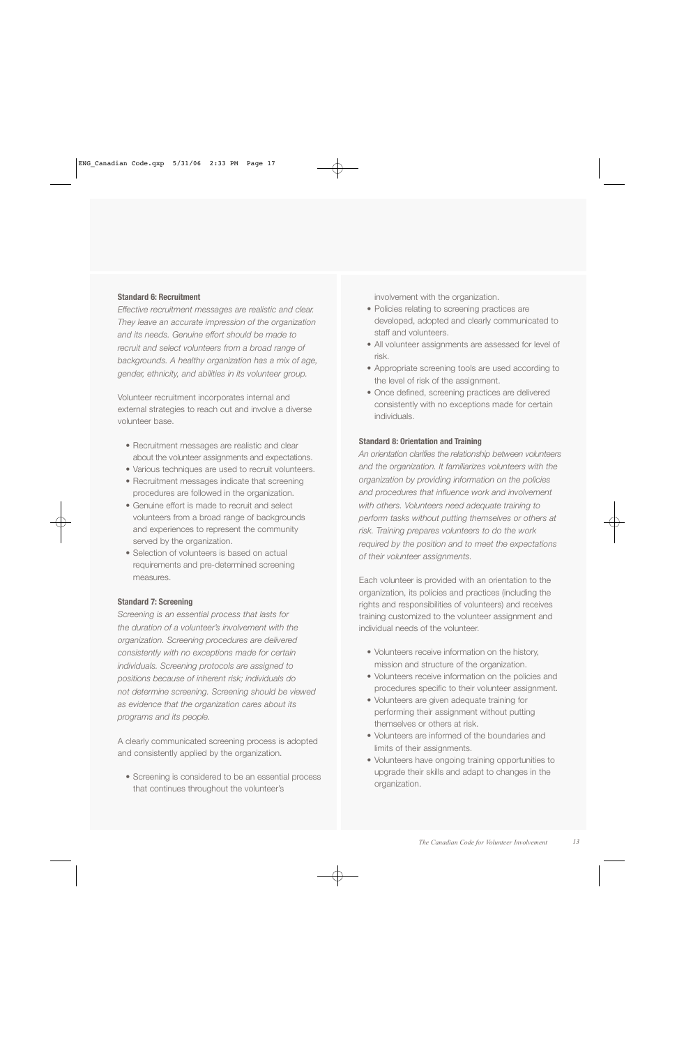**Standard 6: Recruitment**

*Effective recruitment messages are realistic and clear. They leave an accurate impression of the organization and its needs. Genuine effort should be made to recruit and select volunteers from a broad range of backgrounds. A healthy organization has a mix of age, gender, ethnicity, and abilities in its volunteer group.*

Volunteer recruitment incorporates internal and external strategies to reach out and involve a diverse volunteer base.

- Recruitment messages are realistic and clear about the volunteer assignments and expectations.
- Various techniques are used to recruit volunteers.
- Recruitment messages indicate that screening procedures are followed in the organization.
- Genuine effort is made to recruit and select volunteers from a broad range of backgrounds and experiences to represent the community served by the organization.
- Selection of volunteers is based on actual requirements and pre-determined screening measures.

**Standard 7: Screening**

*Screening is an essential process that lasts for the duration of a volunteer's involvement with the organization. Screening procedures are delivered consistently with no exceptions made for certain individuals. Screening protocols are assigned to positions because of inherent risk; individuals do not determine screening. Screening should be viewed as evidence that the organization cares about its programs and its people.*

A clearly communicated screening process is adopted and consistently applied by the organization.

- Screening is considered to be an essential process that continues throughout the volunteer's involvement with the organization.
- Policies relating to screening practices are developed, adopted and clearly communicated to staff and volunteers.
- All volunteer assignments are assessed for level of risk.
- Appropriate screening tools are used according to the level of risk of the assignment.
- Once defined, screening practices are delivered consistently with no exceptions made for certain individuals.

**Standard 8: Orientation and Training**

*An orientation clarifies the relationship between volunteers and the organization. It familiarizes volunteers with the organization by providing information on the policies and procedures that influence work and involvement with others. Volunteers need adequate training to perform tasks without putting themselves or others at risk. Training prepares volunteers to do the work required by the position and to meet the expectations of their volunteer assignments.*

Each volunteer is provided with an orientation to the organization, its policies and practices (including the rights and responsibilities of volunteers) and receives training customized to the volunteer assignment and individual needs of the volunteer.

- Volunteers receive information on the history, mission and structure of the organization.
- Volunteers receive information on the policies and procedures specific to their volunteer assignment.
- Volunteers are given adequate training for performing their assignment without putting themselves or others at risk.
- Volunteers are informed of the boundaries and limits of their assignments.
- Volunteers have ongoing training opportunities to upgrade their skills and adapt to changes in the organization.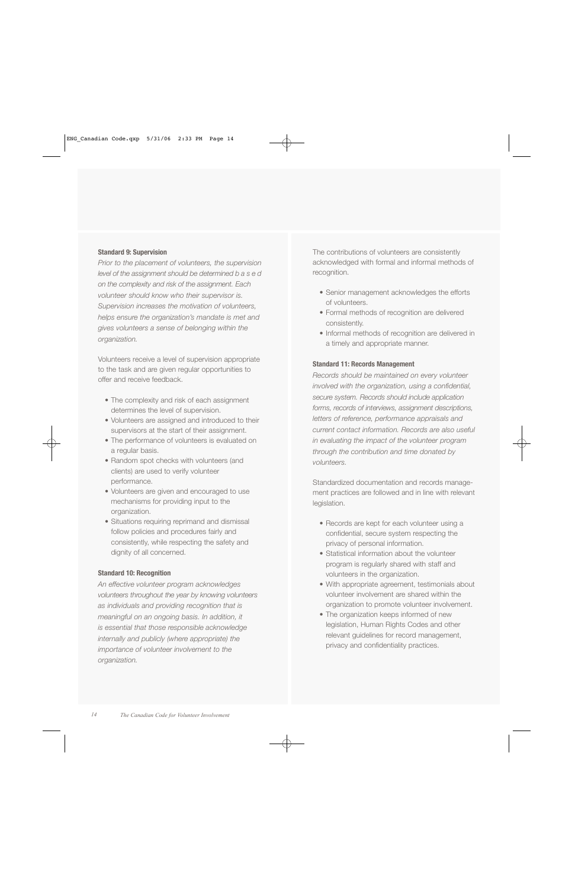**Standard 9: Supervision**

*Prior to the placement of volunteers, the supervision level of the assignment should be determined based on the complexity and risk of the assignment. Each volunteer should know who their supervisor is. Supervision increases the motivation of volunteers, helps ensure the organization's mandate is met and gives volunteers a sense of belonging within the organization.*

Volunteers receive a level of supervision appropriate to the task and are given regular opportunities to offer and receive feedback.

- The complexity and risk of each assignment determines the level of supervision.
- Volunteers are assigned and introduced to their supervisors at the start of their assignment.
- The performance of volunteers is evaluated on a regular basis.
- Random spot checks with volunteers (and clients) are used to verify volunteer performance.
- Volunteers are given and encouraged to use mechanisms for providing input to the organization.
- Situations requiring reprimand and dismissal follow policies and procedures fairly and consistently, while respecting the safety and dignity of all concerned.

**Standard 10: Recognition**

*An effective volunteer program acknowledges volunteers throughout the year by knowing volunteers as individuals and providing recognition that is meaningful on an ongoing basis. In addition, it is essential that those responsible acknowledge internally and publicly (where appropriate) the importance of volunteer involvement to the organization.*

The contributions of volunteers are consistently acknowledged with formal and informal methods of recognition.

- Senior management acknowledges the efforts of volunteers.
- Formal methods of recognition are delivered consistently.
- Informal methods of recognition are delivered in a timely and appropriate manner.

**Standard 11: Records Management**

*Records should be maintained on every volunteer involved with the organization, using a confidential, secure system. Records should include application forms, records of interviews, assignment descriptions, letters of reference, performance appraisals and current contact information. Records are also useful in evaluating the impact of the volunteer program through the contribution and time donated by volunteers.*

Standardized documentation and records management practices are followed and in line with relevant legislation.

- Records are kept for each volunteer using a confidential, secure system respecting the privacy of personal information.
- Statistical information about the volunteer program is regularly shared with staff and volunteers in the organization.
- With appropriate agreement, testimonials about volunteer involvement are shared within the organization to promote volunteer involvement.
- The organization keeps informed of new legislation, Human Rights Codes and other relevant guidelines for record management, privacy and confidentiality practices.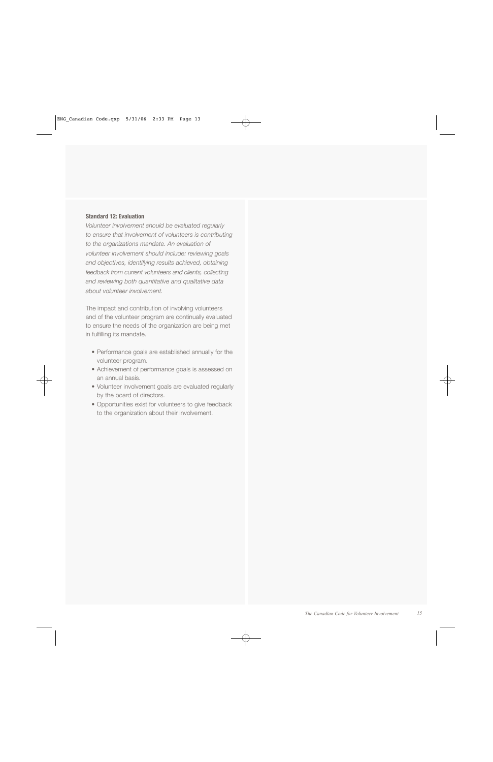**Standard 12: Evaluation**

*Volunteer involvement should be evaluated regularly to ensure that involvement of volunteers is contributing to the organizations mandate. An evaluation of volunteer involvement should include: reviewing goals and objectives, identifying results achieved, obtaining feedback from current volunteers and clients, collecting and reviewing both quantitative and qualitative data about volunteer involvement.*

The impact and contribution of involving volunteers and of the volunteer program are continually evaluated to ensure the needs of the organization are being met in fulfilling its mandate.

- Performance goals are established annually for the volunteer program.
- Achievement of performance goals is assessed on an annual basis.
- Volunteer involvement goals are evaluated regularly by the board of directors.
- Opportunities exist for volunteers to give feedback to the organization about their involvement.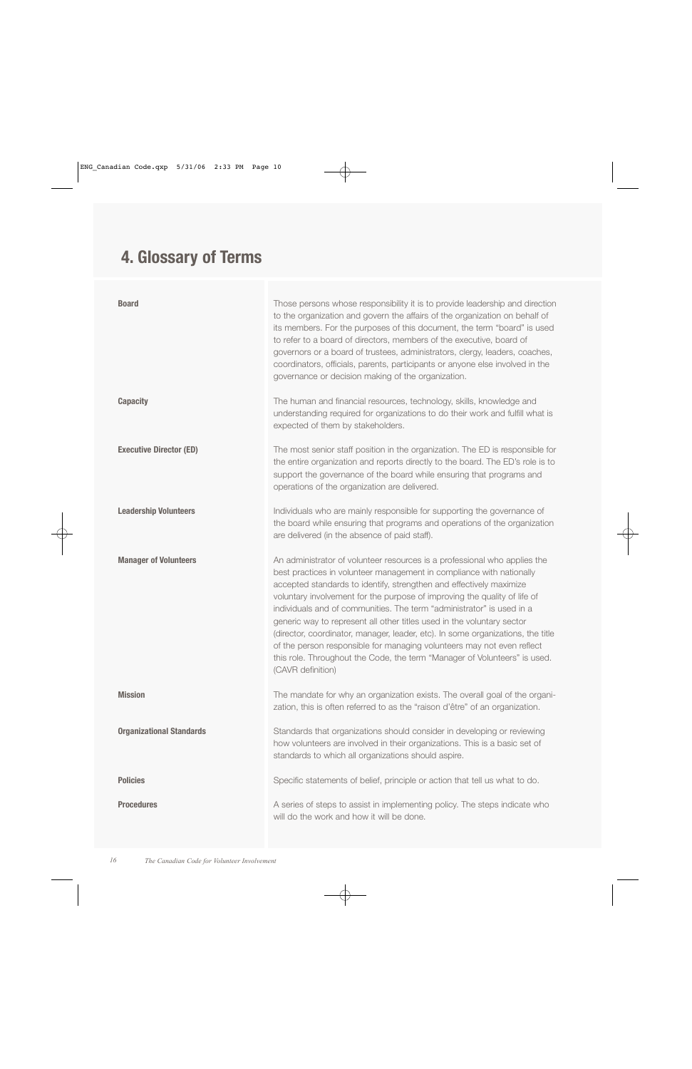# 4. Glossary of Terms

| Term | Definition |
|---|---|
| **Board** | Those persons whose responsibility it is to provide leadership and direction to the organization and govern the affairs of the organization on behalf of its members. For the purposes of this document, the term "board" is used to refer to a board of directors, members of the executive, board of governors or a board of trustees, administrators, clergy, leaders, coaches, coordinators, officials, parents, participants or anyone else involved in the governance or decision making of the organization. |
| **Capacity** | The human and financial resources, technology, skills, knowledge and understanding required for organizations to do their work and fulfill what is expected of them by stakeholders. |
| **Executive Director (ED)** | The most senior staff position in the organization. The ED is responsible for the entire organization and reports directly to the board. The ED's role is to support the governance of the board while ensuring that programs and operations of the organization are delivered. |
| **Leadership Volunteers** | Individuals who are mainly responsible for supporting the governance of the board while ensuring that programs and operations of the organization are delivered (in the absence of paid staff). |
| **Manager of Volunteers** | An administrator of volunteer resources is a professional who applies the best practices in volunteer management in compliance with nationally accepted standards to identify, strengthen and effectively maximize voluntary involvement for the purpose of improving the quality of life of individuals and of communities. The term "administrator" is used in a generic way to represent all other titles used in the voluntary sector (director, coordinator, manager, leader, etc). In some organizations, the title of the person responsible for managing volunteers may not even reflect this role. Throughout the Code, the term "Manager of Volunteers" is used. (CAVR definition) |
| **Mission** | The mandate for why an organization exists. The overall goal of the organization, this is often referred to as the "raison d'être" of an organization. |
| **Organizational Standards** | Standards that organizations should consider in developing or reviewing how volunteers are involved in their organizations. This is a basic set of standards to which all organizations should aspire. |
| **Policies** | Specific statements of belief, principle or action that tell us what to do. |
| **Procedures** | A series of steps to assist in implementing policy. The steps indicate who will do the work and how it will be done. |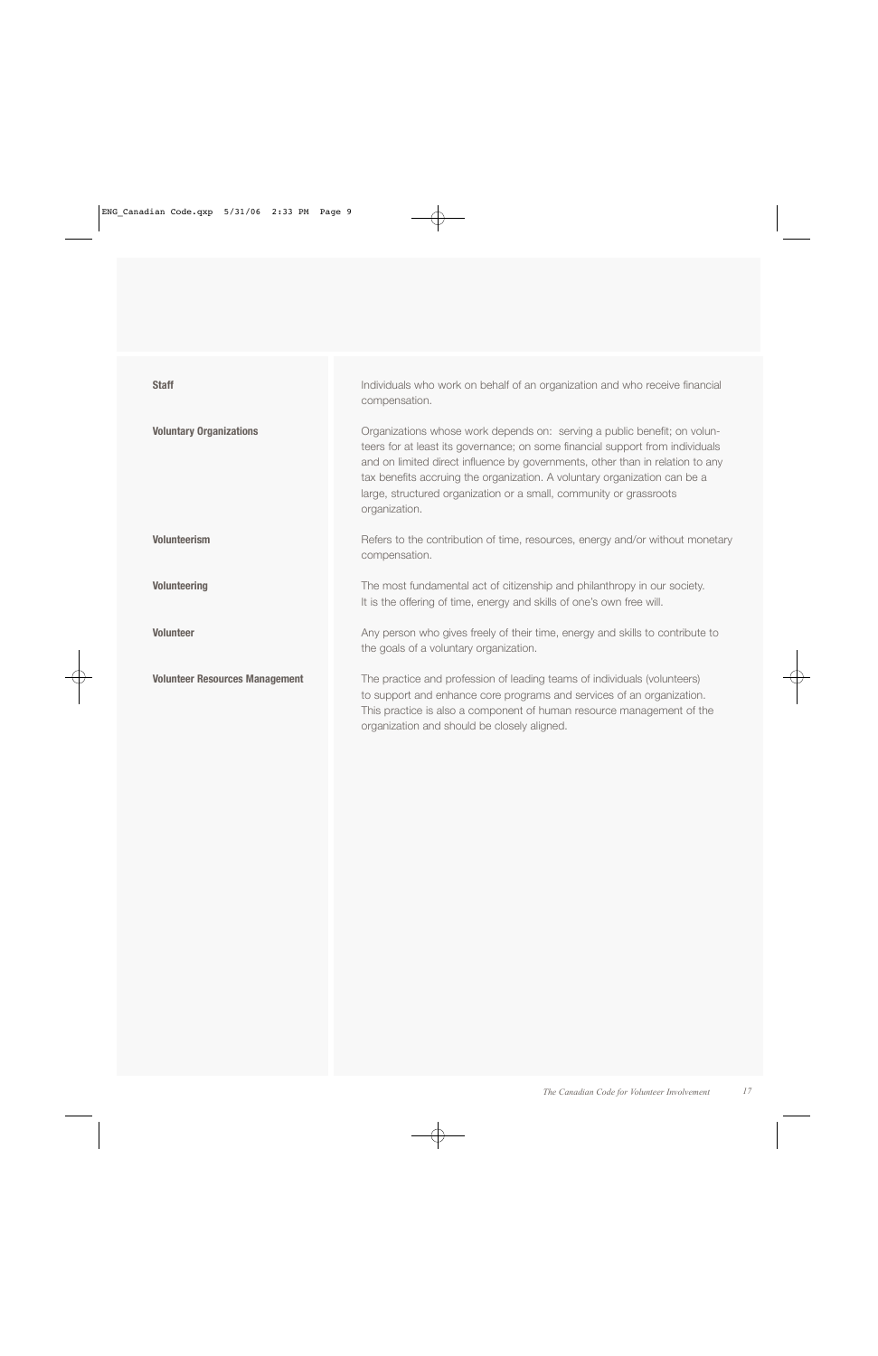**Staff**

Individuals who work on behalf of an organization and who receive financial compensation.

**Voluntary Organizations**

Organizations whose work depends on: serving a public benefit; on volunteers for at least its governance; on some financial support from individuals and on limited direct influence by governments, other than in relation to any tax benefits accruing the organization. A voluntary organization can be a large, structured organization or a small, community or grassroots organization.

**Volunteerism**

Refers to the contribution of time, resources, energy and/or without monetary compensation.

**Volunteering**

The most fundamental act of citizenship and philanthropy in our society. It is the offering of time, energy and skills of one's own free will.

**Volunteer**

Any person who gives freely of their time, energy and skills to contribute to the goals of a voluntary organization.

**Volunteer Resources Management**

The practice and profession of leading teams of individuals (volunteers) to support and enhance core programs and services of an organization. This practice is also a component of human resource management of the organization and should be closely aligned.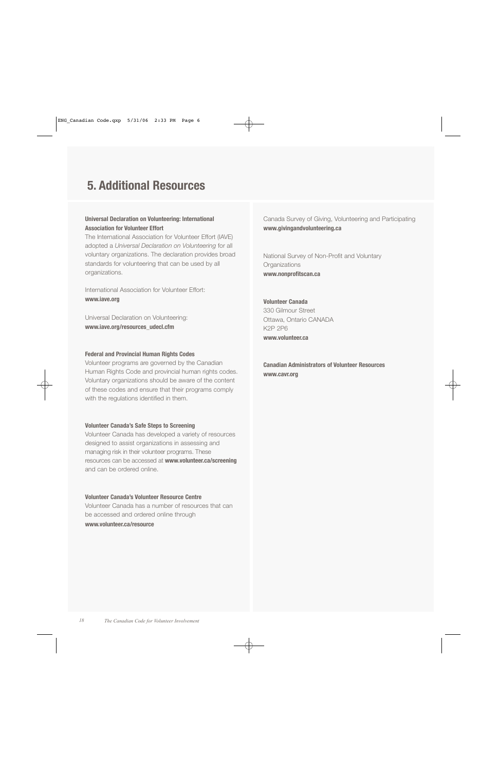# 5. Additional Resources

**Universal Declaration on Volunteering: International Association for Volunteer Effort**

The International Association for Volunteer Effort (IAVE) adopted a *Universal Declaration on Volunteering* for all voluntary organizations. The declaration provides broad standards for volunteering that can be used by all organizations.

International Association for Volunteer Effort:
**www.iave.org**

Universal Declaration on Volunteering:
**www.iave.org/resources_udecl.cfm**

**Federal and Provincial Human Rights Codes**

Volunteer programs are governed by the Canadian Human Rights Code and provincial human rights codes. Voluntary organizations should be aware of the content of these codes and ensure that their programs comply with the regulations identified in them.

**Volunteer Canada's Safe Steps to Screening**

Volunteer Canada has developed a variety of resources designed to assist organizations in assessing and managing risk in their volunteer programs. These resources can be accessed at **www.volunteer.ca/screening** and can be ordered online.

**Volunteer Canada's Volunteer Resource Centre**

Volunteer Canada has a number of resources that can be accessed and ordered online through
**www.volunteer.ca/resource**

Canada Survey of Giving, Volunteering and Participating
**www.givingandvolunteering.ca**

National Survey of Non-Profit and Voluntary Organizations
**www.nonprofitscan.ca**

**Volunteer Canada**
330 Gilmour Street
Ottawa, Ontario CANADA
K2P 2P6
**www.volunteer.ca**

**Canadian Administrators of Volunteer Resources**
**www.cavr.org**